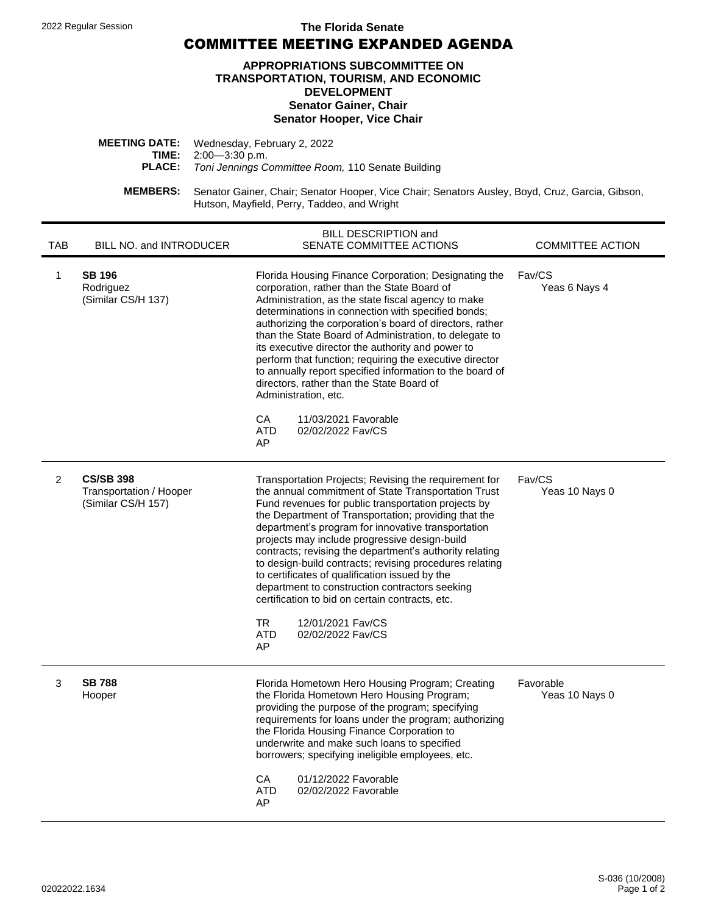2022 Regular Session

**The Florida Senate**

# COMMITTEE MEETING EXPANDED AGENDA

## APPROPRIATIONS SUBCOMMITTEE ON TRANSPORTATION, TOURISM, AND ECONOMIC DEVELOPMENT

**Senator Gainer, Chair**
**Senator Hooper, Vice Chair**

**MEETING DATE:** Wednesday, February 2, 2022
**TIME:** 2:00—3:30 p.m.
**PLACE:** *Toni Jennings Committee Room,* 110 Senate Building

**MEMBERS:** Senator Gainer, Chair; Senator Hooper, Vice Chair; Senators Ausley, Boyd, Cruz, Garcia, Gibson, Hutson, Mayfield, Perry, Taddeo, and Wright

| TAB | BILL NO. and INTRODUCER | BILL DESCRIPTION and SENATE COMMITTEE ACTIONS | COMMITTEE ACTION |
|---|---|---|---|
| 1 | **SB 196** Rodriguez (Similar CS/H 137) | Florida Housing Finance Corporation; Designating the corporation, rather than the State Board of Administration, as the state fiscal agency to make determinations in connection with specified bonds; authorizing the corporation's board of directors, rather than the State Board of Administration, to delegate to its executive director the authority and power to perform that function; requiring the executive director to annually report specified information to the board of directors, rather than the State Board of Administration, etc.<br><br>CA 11/03/2021 Favorable<br>ATD 02/02/2022 Fav/CS<br>AP | Fav/CS Yeas 6 Nays 4 |
| 2 | **CS/SB 398** Transportation / Hooper (Similar CS/H 157) | Transportation Projects; Revising the requirement for the annual commitment of State Transportation Trust Fund revenues for public transportation projects by the Department of Transportation; providing that the department's program for innovative transportation projects may include progressive design-build contracts; revising the department's authority relating to design-build contracts; revising procedures relating to certificates of qualification issued by the department to construction contractors seeking certification to bid on certain contracts, etc.<br><br>TR 12/01/2021 Fav/CS<br>ATD 02/02/2022 Fav/CS<br>AP | Fav/CS Yeas 10 Nays 0 |
| 3 | **SB 788** Hooper | Florida Hometown Hero Housing Program; Creating the Florida Hometown Hero Housing Program; providing the purpose of the program; specifying requirements for loans under the program; authorizing the Florida Housing Finance Corporation to underwrite and make such loans to specified borrowers; specifying ineligible employees, etc.<br><br>CA 01/12/2022 Favorable<br>ATD 02/02/2022 Favorable<br>AP | Favorable Yeas 10 Nays 0 |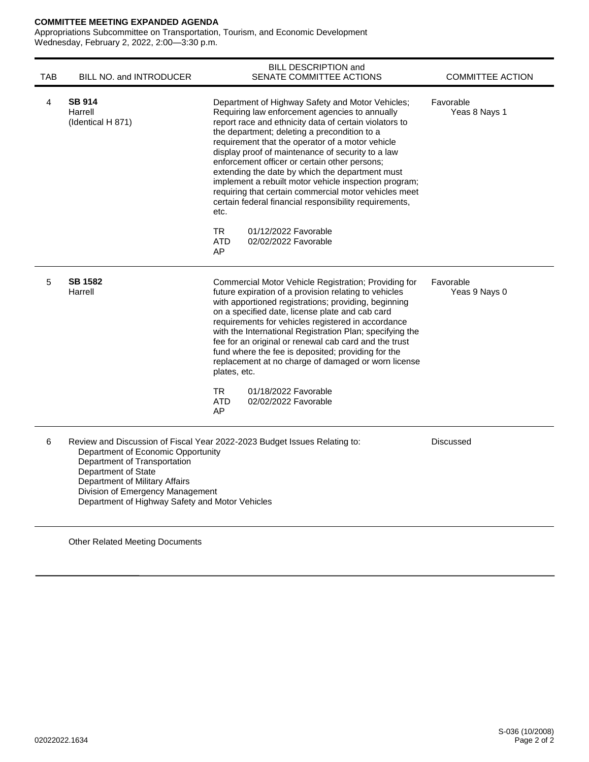**COMMITTEE MEETING EXPANDED AGENDA**

Appropriations Subcommittee on Transportation, Tourism, and Economic Development
Wednesday, February 2, 2022, 2:00—3:30 p.m.

| TAB | BILL NO. and INTRODUCER | BILL DESCRIPTION and SENATE COMMITTEE ACTIONS | COMMITTEE ACTION |
|---|---|---|---|
| 4 | **SB 914** Harrell (Identical H 871) | Department of Highway Safety and Motor Vehicles; Requiring law enforcement agencies to annually report race and ethnicity data of certain violators to the department; deleting a precondition to a requirement that the operator of a motor vehicle display proof of maintenance of security to a law enforcement officer or certain other persons; extending the date by which the department must implement a rebuilt motor vehicle inspection program; requiring that certain commercial motor vehicles meet certain federal financial responsibility requirements, etc.<br><br>TR 01/12/2022 Favorable<br>ATD 02/02/2022 Favorable<br>AP | Favorable Yeas 8 Nays 1 |
| 5 | **SB 1582** Harrell | Commercial Motor Vehicle Registration; Providing for future expiration of a provision relating to vehicles with apportioned registrations; providing, beginning on a specified date, license plate and cab card requirements for vehicles registered in accordance with the International Registration Plan; specifying the fee for an original or renewal cab card and the trust fund where the fee is deposited; providing for the replacement at no charge of damaged or worn license plates, etc.<br><br>TR 01/18/2022 Favorable<br>ATD 02/02/2022 Favorable<br>AP | Favorable Yeas 9 Nays 0 |
| 6 | Review and Discussion of Fiscal Year 2022-2023 Budget Issues Relating to:<br>Department of Economic Opportunity<br>Department of Transportation<br>Department of State<br>Department of Military Affairs<br>Division of Emergency Management<br>Department of Highway Safety and Motor Vehicles | | Discussed |

Other Related Meeting Documents

S-036 (10/2008)
02022022.1634